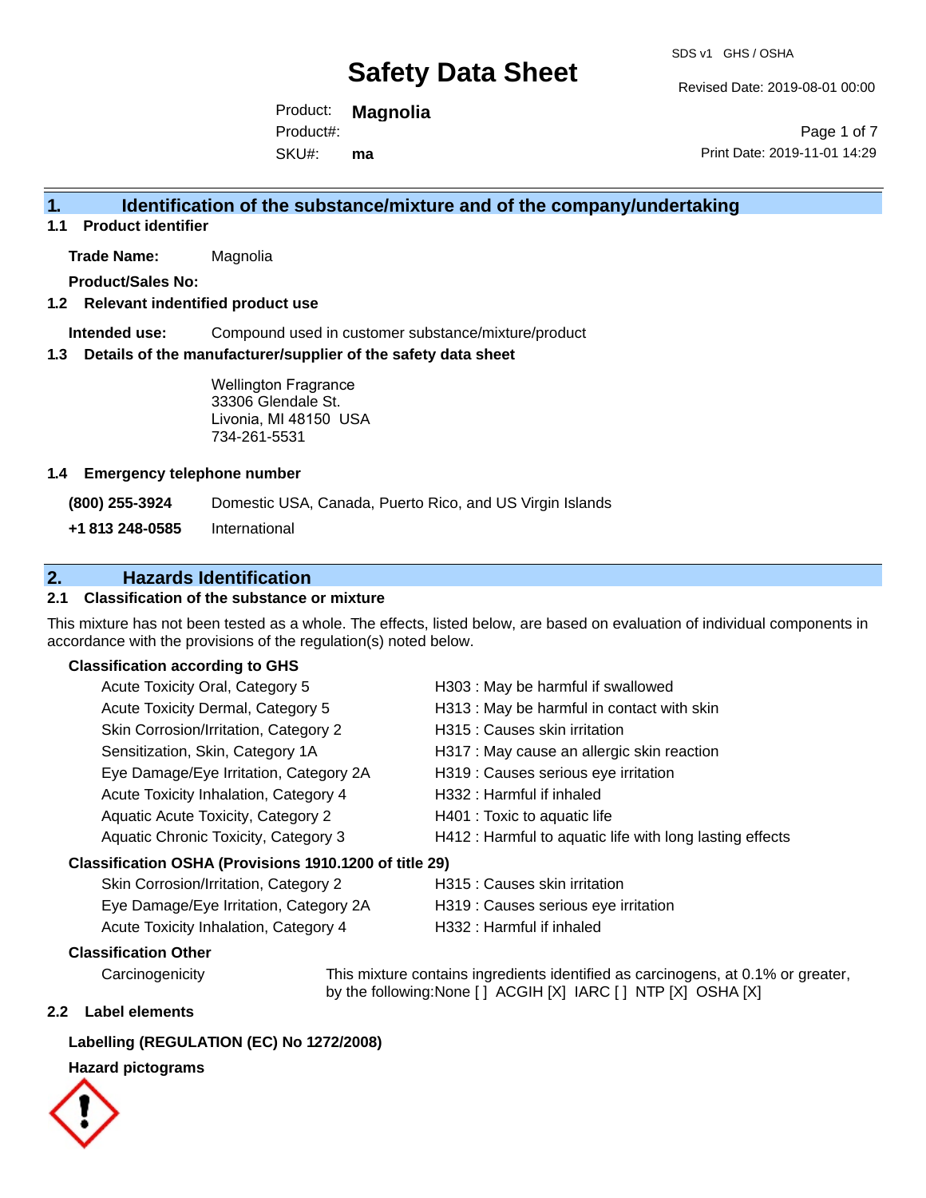# Safety Data Sheet

SDS v1 GHS / OSHA

Revised Date: 2019-08-01 00:00

Product: **Magnolia**
Product#:
SKU#: **ma**

Print Date: 2019-11-01 14:29

## 1. Identification of the substance/mixture and of the company/undertaking

### 1.1 Product identifier

**Trade Name:** Magnolia

**Product/Sales No:**

### 1.2 Relevant identified product use

**Intended use:** Compound used in customer substance/mixture/product

### 1.3 Details of the manufacturer/supplier of the safety data sheet

Wellington Fragrance
33306 Glendale St.
Livonia, MI 48150 USA
734-261-5531

### 1.4 Emergency telephone number

| | |
|---|---|
| **(800) 255-3924** | Domestic USA, Canada, Puerto Rico, and US Virgin Islands |
| **+1 813 248-0585** | International |

## 2. Hazards Identification

### 2.1 Classification of the substance or mixture

This mixture has not been tested as a whole. The effects, listed below, are based on evaluation of individual components in accordance with the provisions of the regulation(s) noted below.

**Classification according to GHS**

| | |
|---|---|
| Acute Toxicity Oral, Category 5 | H303 : May be harmful if swallowed |
| Acute Toxicity Dermal, Category 5 | H313 : May be harmful in contact with skin |
| Skin Corrosion/Irritation, Category 2 | H315 : Causes skin irritation |
| Sensitization, Skin, Category 1A | H317 : May cause an allergic skin reaction |
| Eye Damage/Eye Irritation, Category 2A | H319 : Causes serious eye irritation |
| Acute Toxicity Inhalation, Category 4 | H332 : Harmful if inhaled |
| Aquatic Acute Toxicity, Category 2 | H401 : Toxic to aquatic life |
| Aquatic Chronic Toxicity, Category 3 | H412 : Harmful to aquatic life with long lasting effects |

**Classification OSHA (Provisions 1910.1200 of title 29)**

| | |
|---|---|
| Skin Corrosion/Irritation, Category 2 | H315 : Causes skin irritation |
| Eye Damage/Eye Irritation, Category 2A | H319 : Causes serious eye irritation |
| Acute Toxicity Inhalation, Category 4 | H332 : Harmful if inhaled |

**Classification Other**

Carcinogenicity: This mixture contains ingredients identified as carcinogens, at 0.1% or greater, by the following:None [ ] ACGIH [X] IARC [ ] NTP [X] OSHA [X]

### 2.2 Label elements

**Labelling (REGULATION (EC) No 1272/2008)**

**Hazard pictograms**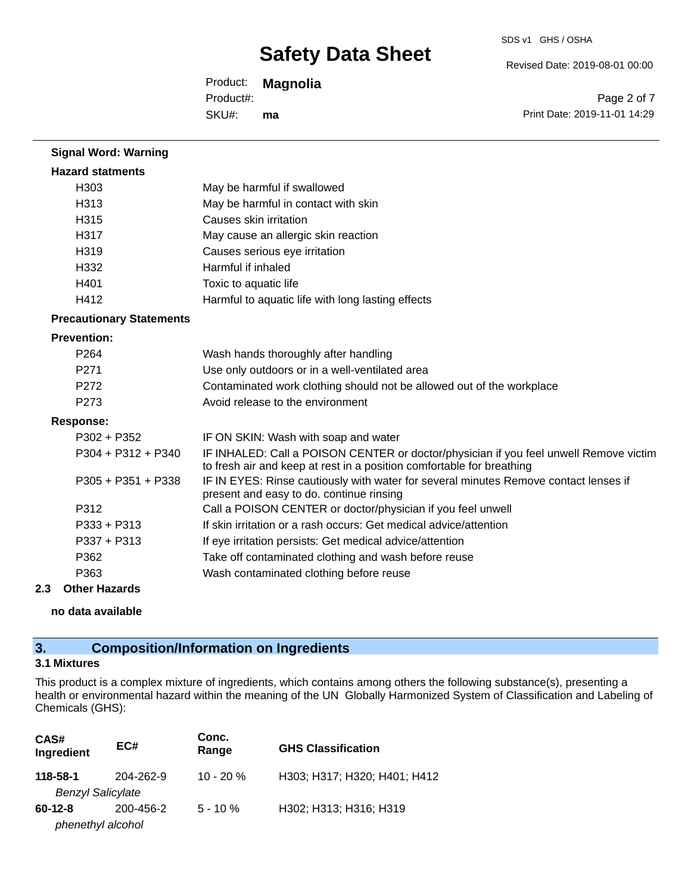**Signal Word: Warning**

**Hazard statments**

| | |
|---|---|
| H303 | May be harmful if swallowed |
| H313 | May be harmful in contact with skin |
| H315 | Causes skin irritation |
| H317 | May cause an allergic skin reaction |
| H319 | Causes serious eye irritation |
| H332 | Harmful if inhaled |
| H401 | Toxic to aquatic life |
| H412 | Harmful to aquatic life with long lasting effects |

**Precautionary Statements**

**Prevention:**

| | |
|---|---|
| P264 | Wash hands thoroughly after handling |
| P271 | Use only outdoors or in a well-ventilated area |
| P272 | Contaminated work clothing should not be allowed out of the workplace |
| P273 | Avoid release to the environment |

**Response:**

| | |
|---|---|
| P302 + P352 | IF ON SKIN: Wash with soap and water |
| P304 + P312 + P340 | IF INHALED: Call a POISON CENTER or doctor/physician if you feel unwell Remove victim to fresh air and keep at rest in a position comfortable for breathing |
| P305 + P351 + P338 | IF IN EYES: Rinse cautiously with water for several minutes Remove contact lenses if present and easy to do. continue rinsing |
| P312 | Call a POISON CENTER or doctor/physician if you feel unwell |
| P333 + P313 | If skin irritation or a rash occurs: Get medical advice/attention |
| P337 + P313 | If eye irritation persists: Get medical advice/attention |
| P362 | Take off contaminated clothing and wash before reuse |
| P363 | Wash contaminated clothing before reuse |

### 2.3 Other Hazards

**no data available**

## 3. Composition/Information on Ingredients

### 3.1 Mixtures

This product is a complex mixture of ingredients, which contains among others the following substance(s), presenting a health or environmental hazard within the meaning of the UN Globally Harmonized System of Classification and Labeling of Chemicals (GHS):

| CAS# Ingredient | EC# | Conc. Range | GHS Classification |
|---|---|---|---|
| **118-58-1** *Benzyl Salicylate* | 204-262-9 | 10 - 20 % | H303; H317; H320; H401; H412 |
| **60-12-8** *phenethyl alcohol* | 200-456-2 | 5 - 10 % | H302; H313; H316; H319 |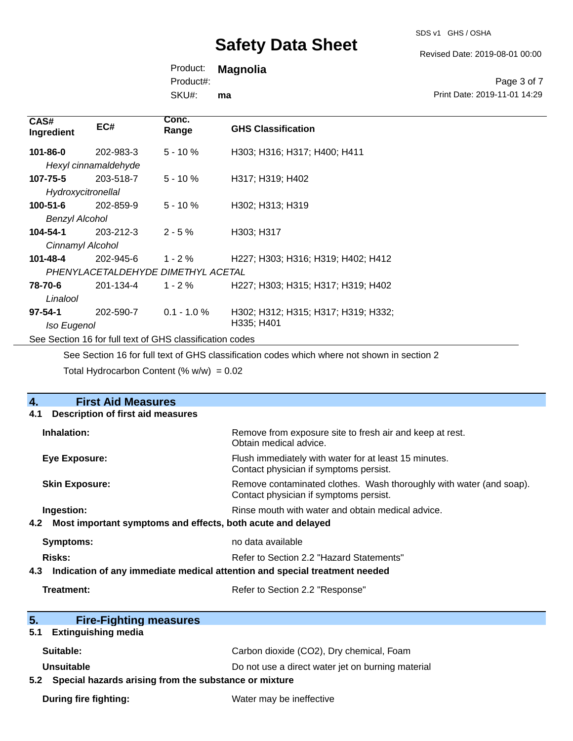| CAS# Ingredient | EC# | Conc. Range | GHS Classification |
|---|---|---|---|
| **101-86-0** *Hexyl cinnamaldehyde* | 202-983-3 | 5 - 10 % | H303; H316; H317; H400; H411 |
| **107-75-5** *Hydroxycitronellal* | 203-518-7 | 5 - 10 % | H317; H319; H402 |
| **100-51-6** *Benzyl Alcohol* | 202-859-9 | 5 - 10 % | H302; H313; H319 |
| **104-54-1** *Cinnamyl Alcohol* | 203-212-3 | 2 - 5 % | H303; H317 |
| **101-48-4** *PHENYLACETALDEHYDE DIMETHYL ACETAL* | 202-945-6 | 1 - 2 % | H227; H303; H316; H319; H402; H412 |
| **78-70-6** *Linalool* | 201-134-4 | 1 - 2 % | H227; H303; H315; H317; H319; H402 |
| **97-54-1** *Iso Eugenol* | 202-590-7 | 0.1 - 1.0 % | H302; H312; H315; H317; H319; H332; H335; H401 |

See Section 16 for full text of GHS classification codes

See Section 16 for full text of GHS classification codes which where not shown in section 2

Total Hydrocarbon Content (% w/w) = 0.02

## 4. First Aid Measures

### 4.1 Description of first aid measures

**Inhalation:** Remove from exposure site to fresh air and keep at rest. Obtain medical advice.

**Eye Exposure:** Flush immediately with water for at least 15 minutes. Contact physician if symptoms persist.

**Skin Exposure:** Remove contaminated clothes. Wash thoroughly with water (and soap). Contact physician if symptoms persist.

**Ingestion:** Rinse mouth with water and obtain medical advice.

### 4.2 Most important symptoms and effects, both acute and delayed

**Symptoms:** no data available

**Risks:** Refer to Section 2.2 "Hazard Statements"

### 4.3 Indication of any immediate medical attention and special treatment needed

**Treatment:** Refer to Section 2.2 "Response"

## 5. Fire-Fighting measures

### 5.1 Extinguishing media

**Suitable:** Carbon dioxide ($CO_2$), Dry chemical, Foam

**Unsuitable** Do not use a direct water jet on burning material

### 5.2 Special hazards arising from the substance or mixture

**During fire fighting:** Water may be ineffective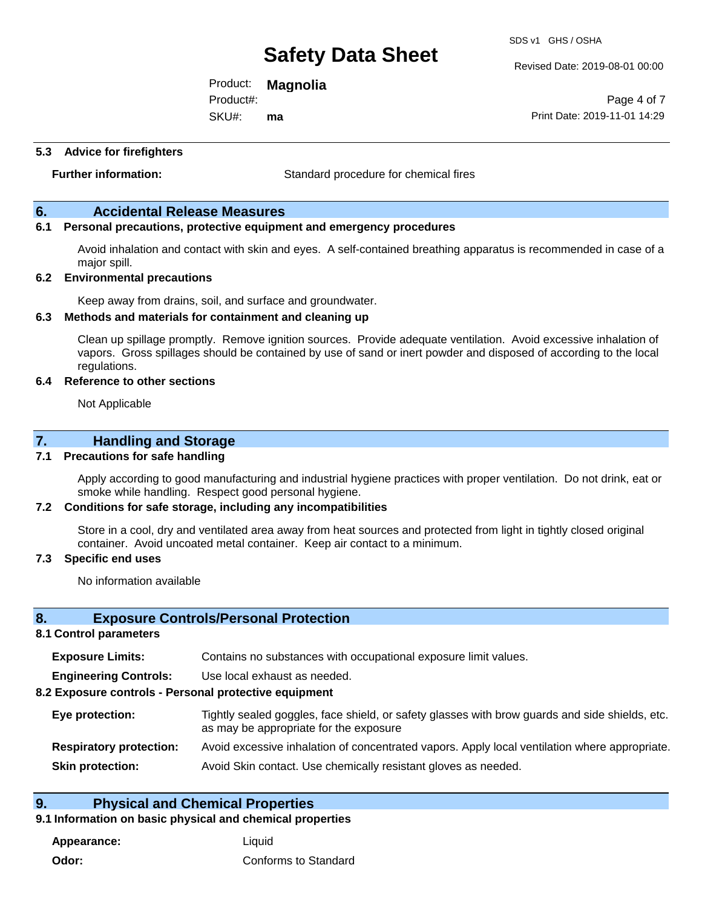### 5.3 Advice for firefighters

| | |
|---|---|
| **Further information:** | Standard procedure for chemical fires |

## 6. Accidental Release Measures

### 6.1 Personal precautions, protective equipment and emergency procedures

Avoid inhalation and contact with skin and eyes. A self-contained breathing apparatus is recommended in case of a major spill.

### 6.2 Environmental precautions

Keep away from drains, soil, and surface and groundwater.

### 6.3 Methods and materials for containment and cleaning up

Clean up spillage promptly. Remove ignition sources. Provide adequate ventilation. Avoid excessive inhalation of vapors. Gross spillages should be contained by use of sand or inert powder and disposed of according to the local regulations.

### 6.4 Reference to other sections

Not Applicable

## 7. Handling and Storage

### 7.1 Precautions for safe handling

Apply according to good manufacturing and industrial hygiene practices with proper ventilation. Do not drink, eat or smoke while handling. Respect good personal hygiene.

### 7.2 Conditions for safe storage, including any incompatibilities

Store in a cool, dry and ventilated area away from heat sources and protected from light in tightly closed original container. Avoid uncoated metal container. Keep air contact to a minimum.

### 7.3 Specific end uses

No information available

## 8. Exposure Controls/Personal Protection

### 8.1 Control parameters

| | |
|---|---|
| **Exposure Limits:** | Contains no substances with occupational exposure limit values. |
| **Engineering Controls:** | Use local exhaust as needed. |

### 8.2 Exposure controls - Personal protective equipment

| | |
|---|---|
| **Eye protection:** | Tightly sealed goggles, face shield, or safety glasses with brow guards and side shields, etc. as may be appropriate for the exposure |
| **Respiratory protection:** | Avoid excessive inhalation of concentrated vapors. Apply local ventilation where appropriate. |
| **Skin protection:** | Avoid Skin contact. Use chemically resistant gloves as needed. |

## 9. Physical and Chemical Properties

### 9.1 Information on basic physical and chemical properties

| | |
|---|---|
| **Appearance:** | Liquid |
| **Odor:** | Conforms to Standard |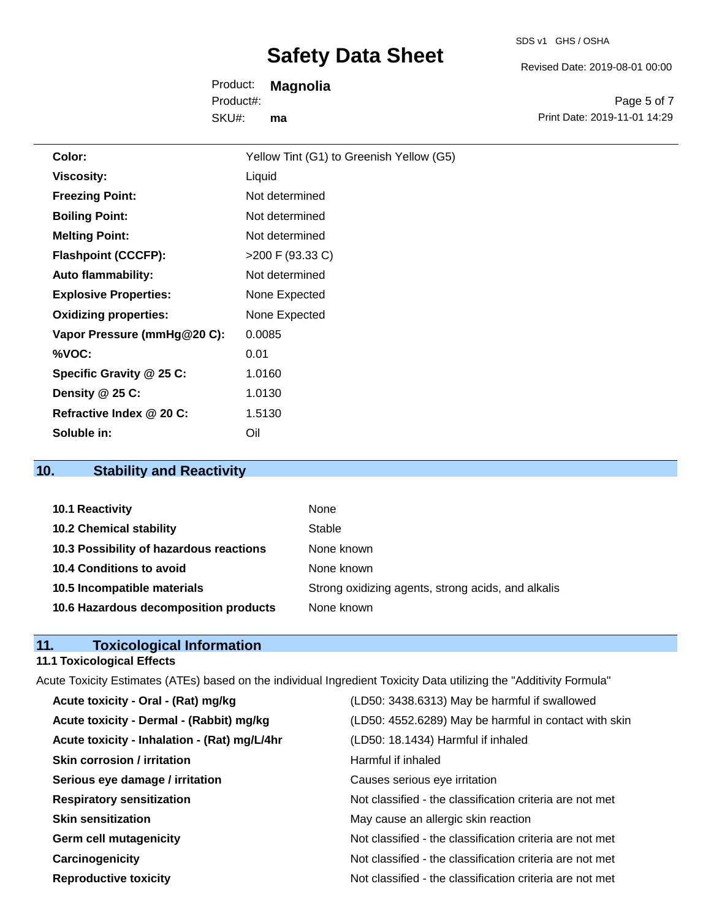| | |
|---|---|
| **Color:** | Yellow Tint (G1) to Greenish Yellow (G5) |
| **Viscosity:** | Liquid |
| **Freezing Point:** | Not determined |
| **Boiling Point:** | Not determined |
| **Melting Point:** | Not determined |
| **Flashpoint (CCCFP):** | >200 F (93.33 C) |
| **Auto flammability:** | Not determined |
| **Explosive Properties:** | None Expected |
| **Oxidizing properties:** | None Expected |
| **Vapor Pressure (mmHg@20 C):** | 0.0085 |
| **%VOC:** | 0.01 |
| **Specific Gravity @ 25 C:** | 1.0160 |
| **Density @ 25 C:** | 1.0130 |
| **Refractive Index @ 20 C:** | 1.5130 |
| **Soluble in:** | Oil |

## 10. Stability and Reactivity

| | |
|---|---|
| **10.1 Reactivity** | None |
| **10.2 Chemical stability** | Stable |
| **10.3 Possibility of hazardous reactions** | None known |
| **10.4 Conditions to avoid** | None known |
| **10.5 Incompatible materials** | Strong oxidizing agents, strong acids, and alkalis |
| **10.6 Hazardous decomposition products** | None known |

## 11. Toxicological Information

### 11.1 Toxicological Effects

Acute Toxicity Estimates (ATEs) based on the individual Ingredient Toxicity Data utilizing the "Additivity Formula"

| | |
|---|---|
| **Acute toxicity - Oral - (Rat) mg/kg** | (LD50: 3438.6313) May be harmful if swallowed |
| **Acute toxicity - Dermal - (Rabbit) mg/kg** | (LD50: 4552.6289) May be harmful in contact with skin |
| **Acute toxicity - Inhalation - (Rat) mg/L/4hr** | (LD50: 18.1434) Harmful if inhaled |
| **Skin corrosion / irritation** | Harmful if inhaled |
| **Serious eye damage / irritation** | Causes serious eye irritation |
| **Respiratory sensitization** | Not classified - the classification criteria are not met |
| **Skin sensitization** | May cause an allergic skin reaction |
| **Germ cell mutagenicity** | Not classified - the classification criteria are not met |
| **Carcinogenicity** | Not classified - the classification criteria are not met |
| **Reproductive toxicity** | Not classified - the classification criteria are not met |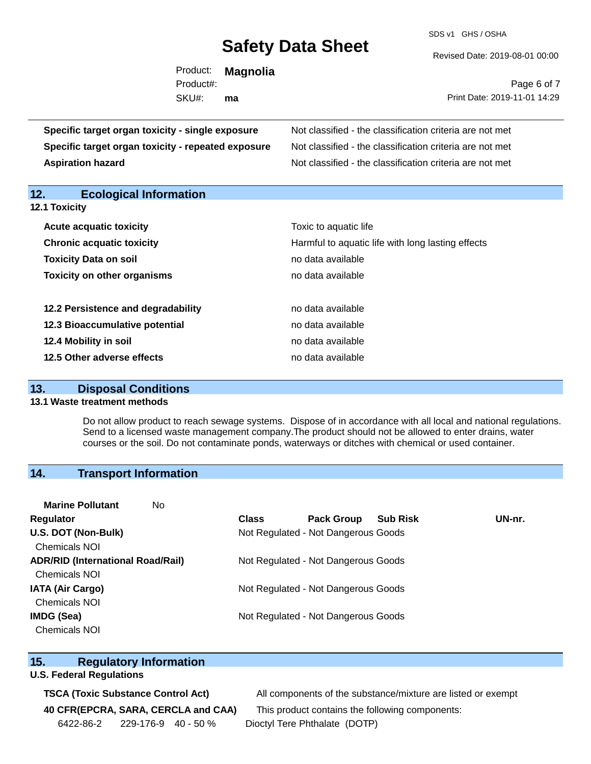| | |
|---|---|
| **Specific target organ toxicity - single exposure** | Not classified - the classification criteria are not met |
| **Specific target organ toxicity - repeated exposure** | Not classified - the classification criteria are not met |
| **Aspiration hazard** | Not classified - the classification criteria are not met |

## 12. Ecological Information

**12.1 Toxicity**

| | |
|---|---|
| **Acute acquatic toxicity** | Toxic to aquatic life |
| **Chronic acquatic toxicity** | Harmful to aquatic life with long lasting effects |
| **Toxicity Data on soil** | no data available |
| **Toxicity on other organisms** | no data available |

| | |
|---|---|
| **12.2 Persistence and degradability** | no data available |
| **12.3 Bioaccumulative potential** | no data available |
| **12.4 Mobility in soil** | no data available |
| **12.5 Other adverse effects** | no data available |

## 13. Disposal Conditions

**13.1 Waste treatment methods**

Do not allow product to reach sewage systems. Dispose of in accordance with all local and national regulations. Send to a licensed waste management company.The product should not be allowed to enter drains, water courses or the soil. Do not contaminate ponds, waterways or ditches with chemical or used container.

## 14. Transport Information

**Marine Pollutant** No

| Regulator | Class | Pack Group | Sub Risk | UN-nr. |
|---|---|---|---|---|
| **U.S. DOT (Non-Bulk)** | Not Regulated - Not Dangerous Goods | | | |
| Chemicals NOI | | | | |
| **ADR/RID (International Road/Rail)** | Not Regulated - Not Dangerous Goods | | | |
| Chemicals NOI | | | | |
| **IATA (Air Cargo)** | Not Regulated - Not Dangerous Goods | | | |
| Chemicals NOI | | | | |
| **IMDG (Sea)** | Not Regulated - Not Dangerous Goods | | | |
| Chemicals NOI | | | | |

## 15. Regulatory Information

**U.S. Federal Regulations**

| | |
|---|---|
| **TSCA (Toxic Substance Control Act)** | All components of the substance/mixture are listed or exempt |
| **40 CFR(EPCRA, SARA, CERCLA and CAA)** | This product contains the following components: |

| | | | |
|---|---|---|---|
| 6422-86-2 | 229-176-9 | 40 - 50 % | Dioctyl Tere Phthalate (DOTP) |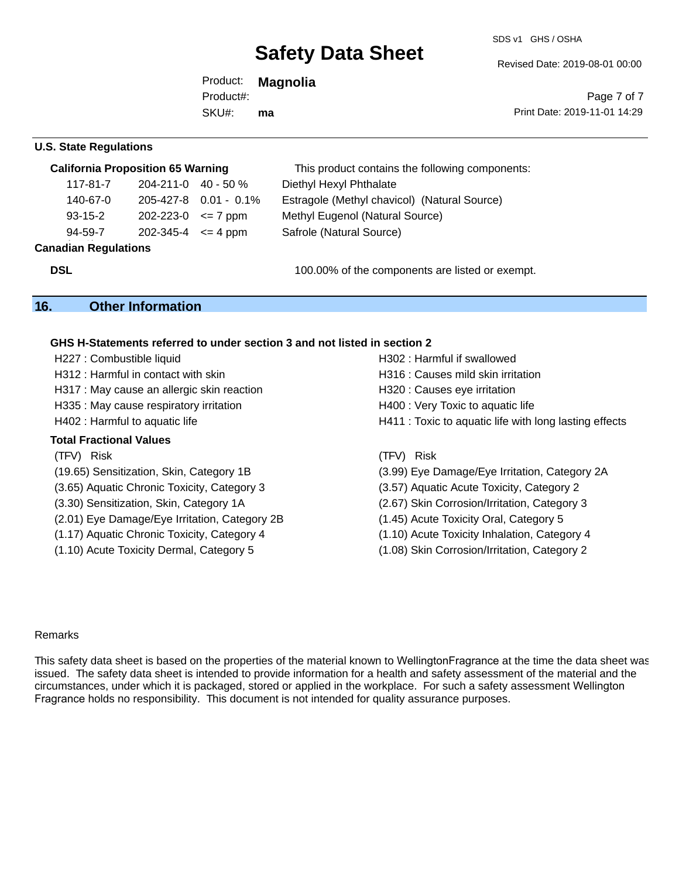## U.S. State Regulations

**California Proposition 65 Warning** — This product contains the following components:

| | | | |
|---|---|---|---|
| 117-81-7 | 204-211-0 | 40 - 50 % | Diethyl Hexyl Phthalate |
| 140-67-0 | 205-427-8 | 0.01 - 0.1% | Estragole (Methyl chavicol) (Natural Source) |
| 93-15-2 | 202-223-0 | <= 7 ppm | Methyl Eugenol (Natural Source) |
| 94-59-7 | 202-345-4 | <= 4 ppm | Safrole (Natural Source) |

## Canadian Regulations

**DSL** — 100.00% of the components are listed or exempt.

## 16. Other Information

### GHS H-Statements referred to under section 3 and not listed in section 2

- H227 : Combustible liquid
- H312 : Harmful in contact with skin
- H317 : May cause an allergic skin reaction
- H335 : May cause respiratory irritation
- H402 : Harmful to aquatic life
- H302 : Harmful if swallowed
- H316 : Causes mild skin irritation
- H320 : Causes eye irritation
- H400 : Very Toxic to aquatic life
- H411 : Toxic to aquatic life with long lasting effects

### Total Fractional Values

| (TFV) | Risk | (TFV) | Risk |
|---|---|---|---|
| (19.65) | Sensitization, Skin, Category 1B | (3.99) | Eye Damage/Eye Irritation, Category 2A |
| (3.65) | Aquatic Chronic Toxicity, Category 3 | (3.57) | Aquatic Acute Toxicity, Category 2 |
| (3.30) | Sensitization, Skin, Category 1A | (2.67) | Skin Corrosion/Irritation, Category 3 |
| (2.01) | Eye Damage/Eye Irritation, Category 2B | (1.45) | Acute Toxicity Oral, Category 5 |
| (1.17) | Aquatic Chronic Toxicity, Category 4 | (1.10) | Acute Toxicity Inhalation, Category 4 |
| (1.10) | Acute Toxicity Dermal, Category 5 | (1.08) | Skin Corrosion/Irritation, Category 2 |

Remarks

This safety data sheet is based on the properties of the material known to WellingtonFragrance at the time the data sheet was issued. The safety data sheet is intended to provide information for a health and safety assessment of the material and the circumstances, under which it is packaged, stored or applied in the workplace. For such a safety assessment Wellington Fragrance holds no responsibility. This document is not intended for quality assurance purposes.